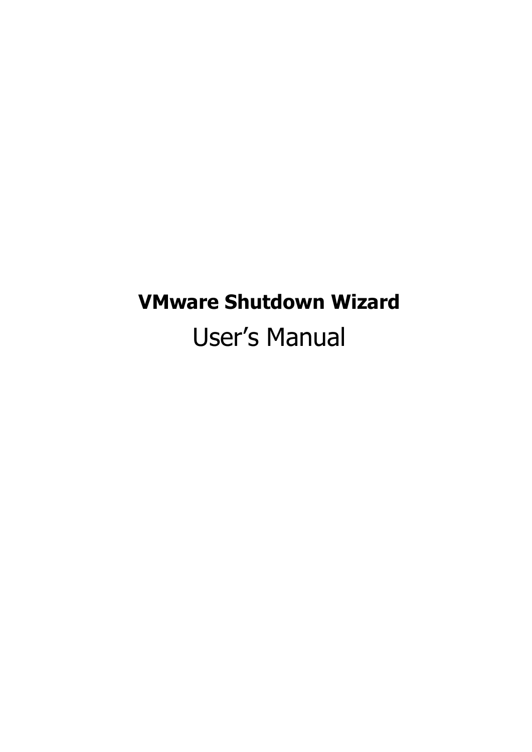# **VMware Shutdown Wizard**

User's Manual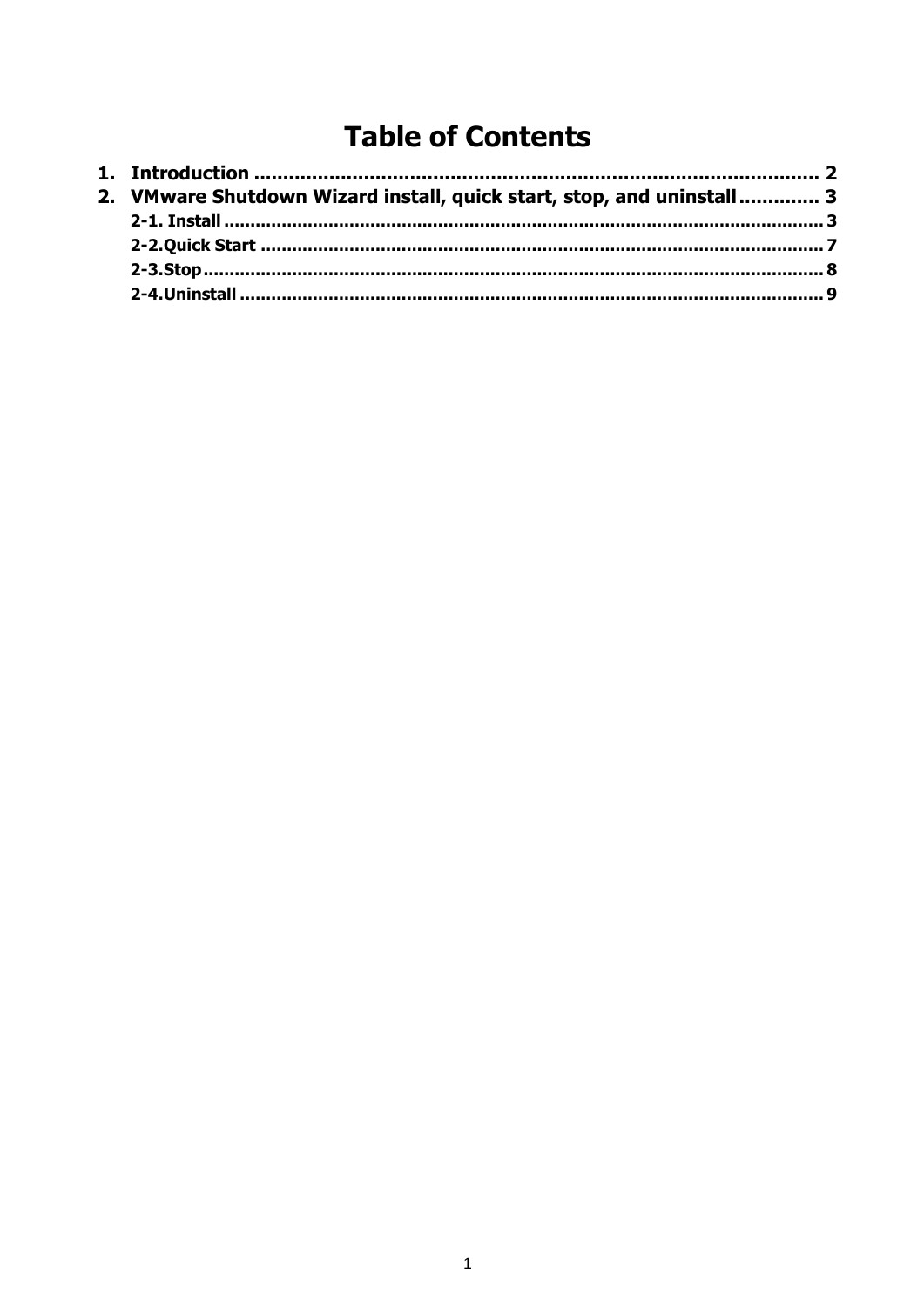# Table of Contents

1. Introduction .................................................................................................. 2
2. VMware Shutdown Wizard install, quick start, stop, and uninstall ............. 3
    - 2-1. Install ...................................................................................................... 3
    - 2-2.Quick Start ................................................................................................ 7
    - 2-3.Stop .......................................................................................................... 8
    - 2-4.Uninstall ................................................................................................... 9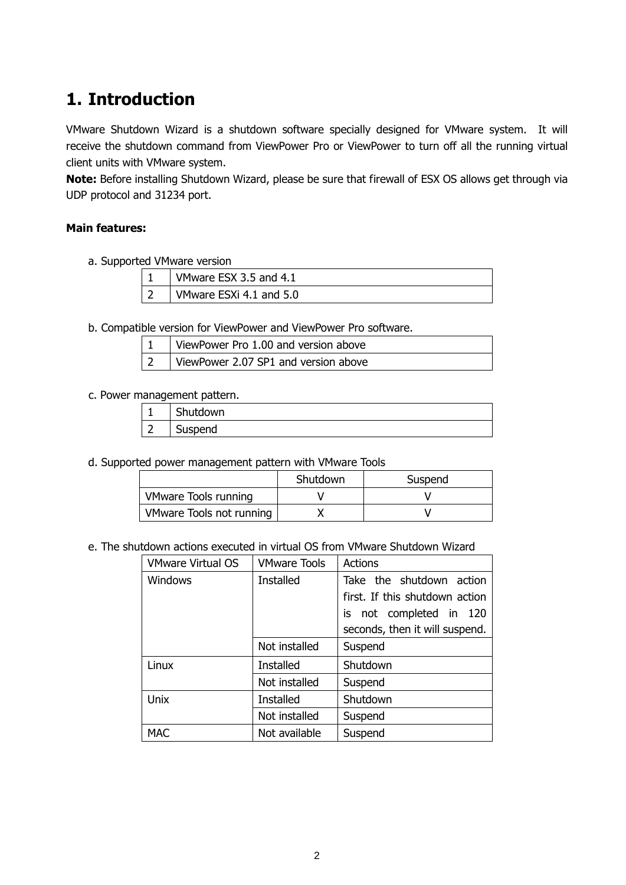# 1. Introduction

VMware Shutdown Wizard is a shutdown software specially designed for VMware system. It will receive the shutdown command from ViewPower Pro or ViewPower to turn off all the running virtual client units with VMware system.

**Note:** Before installing Shutdown Wizard, please be sure that firewall of ESX OS allows get through via UDP protocol and 31234 port.

**Main features:**

a. Supported VMware version

| | |
|---|---|
| 1 | VMware ESX 3.5 and 4.1 |
| 2 | VMware ESXi 4.1 and 5.0 |

b. Compatible version for ViewPower and ViewPower Pro software.

| | |
|---|---|
| 1 | ViewPower Pro 1.00 and version above |
| 2 | ViewPower 2.07 SP1 and version above |

c. Power management pattern.

| | |
|---|---|
| 1 | Shutdown |
| 2 | Suspend |

d. Supported power management pattern with VMware Tools

| | Shutdown | Suspend |
|---|---|---|
| VMware Tools running | V | V |
| VMware Tools not running | X | V |

e. The shutdown actions executed in virtual OS from VMware Shutdown Wizard

| VMware Virtual OS | VMware Tools | Actions |
|---|---|---|
| Windows | Installed | Take the shutdown action first. If this shutdown action is not completed in 120 seconds, then it will suspend. |
| | Not installed | Suspend |
| Linux | Installed | Shutdown |
| | Not installed | Suspend |
| Unix | Installed | Shutdown |
| | Not installed | Suspend |
| MAC | Not available | Suspend |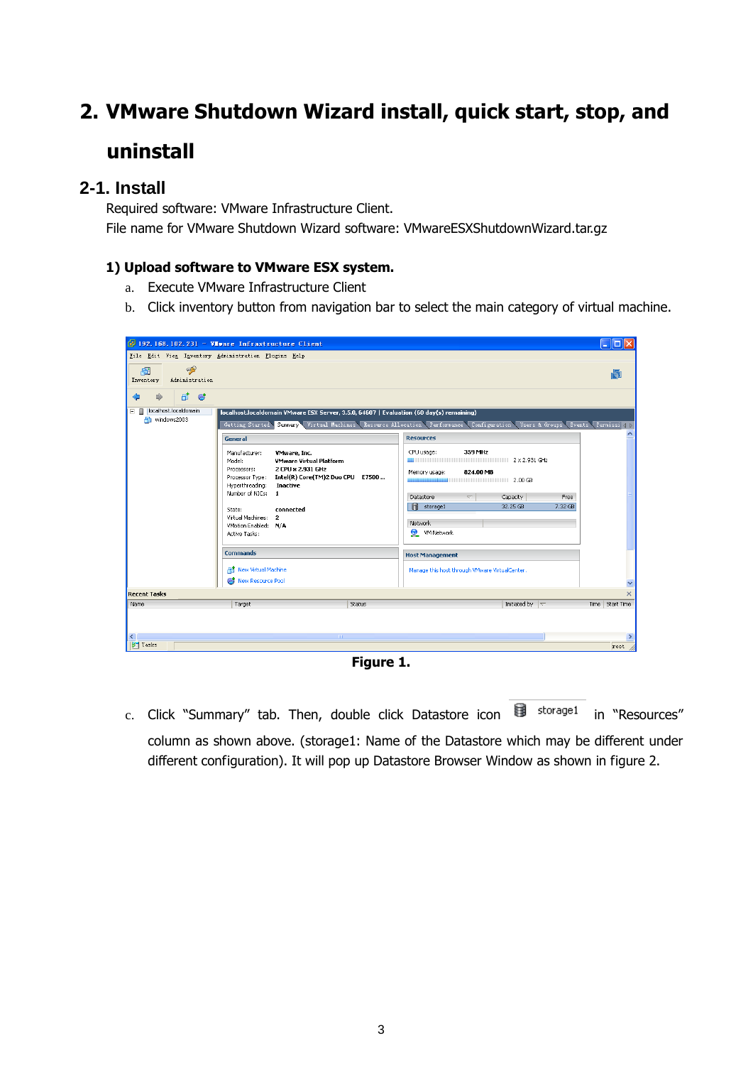# 2. VMware Shutdown Wizard install, quick start, stop, and uninstall

## 2-1. Install

Required software: VMware Infrastructure Client.

File name for VMware Shutdown Wizard software: VMwareESXShutdownWizard.tar.gz

### 1) Upload software to VMware ESX system.

a. Execute VMware Infrastructure Client

b. Click inventory button from navigation bar to select the main category of virtual machine.

**Figure 1.**

c. Click "Summary" tab. Then, double click Datastore icon storage1 in "Resources" column as shown above. (storage1: Name of the Datastore which may be different under different configuration). It will pop up Datastore Browser Window as shown in figure 2.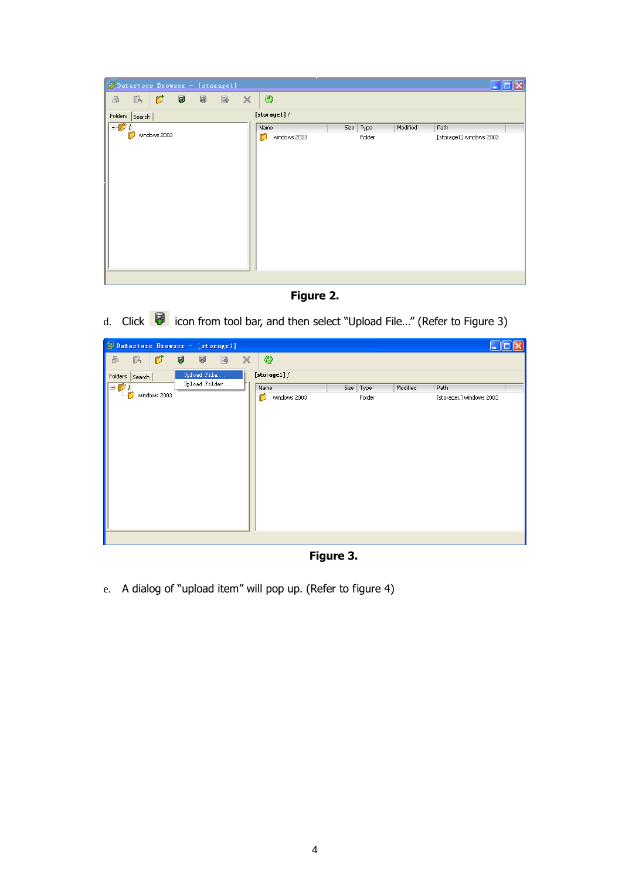**Figure 2.**

d. Click icon from tool bar, and then select “Upload File…” (Refer to Figure 3)

**Figure 3.**

e. A dialog of “upload item” will pop up. (Refer to figure 4)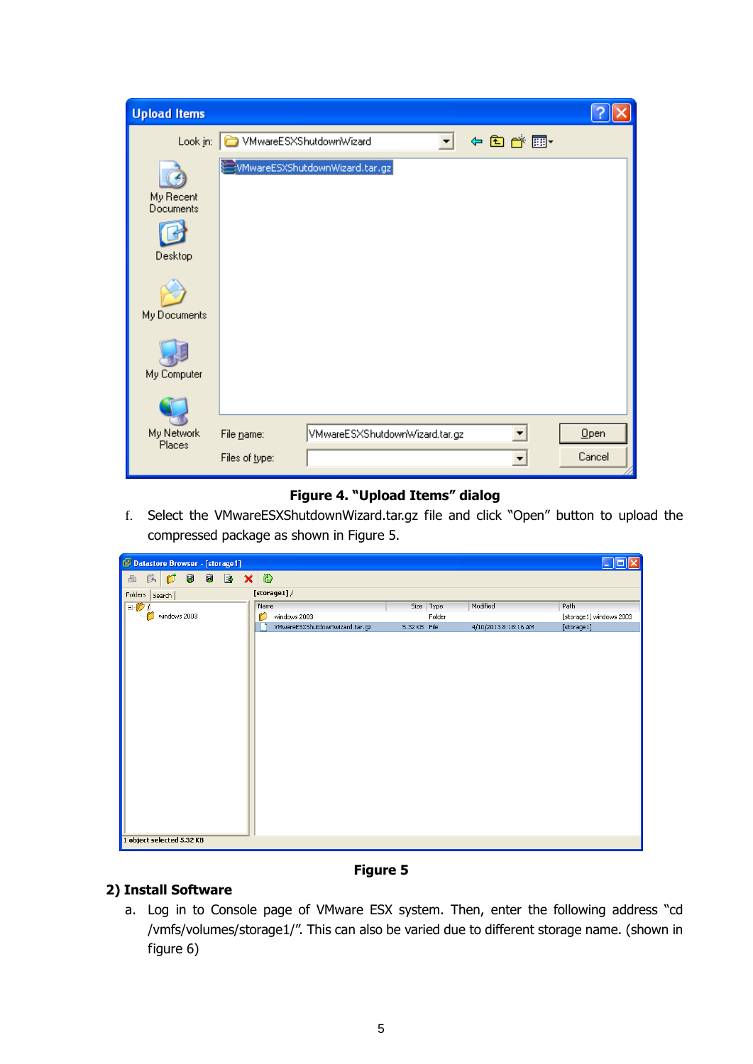**Figure 4. "Upload Items" dialog**

f. Select the VMwareESXShutdownWizard.tar.gz file and click "Open" button to upload the compressed package as shown in Figure 5.

**Figure 5**

## 2) Install Software

a. Log in to Console page of VMware ESX system. Then, enter the following address "cd /vmfs/volumes/storage1/". This can also be varied due to different storage name. (shown in figure 6)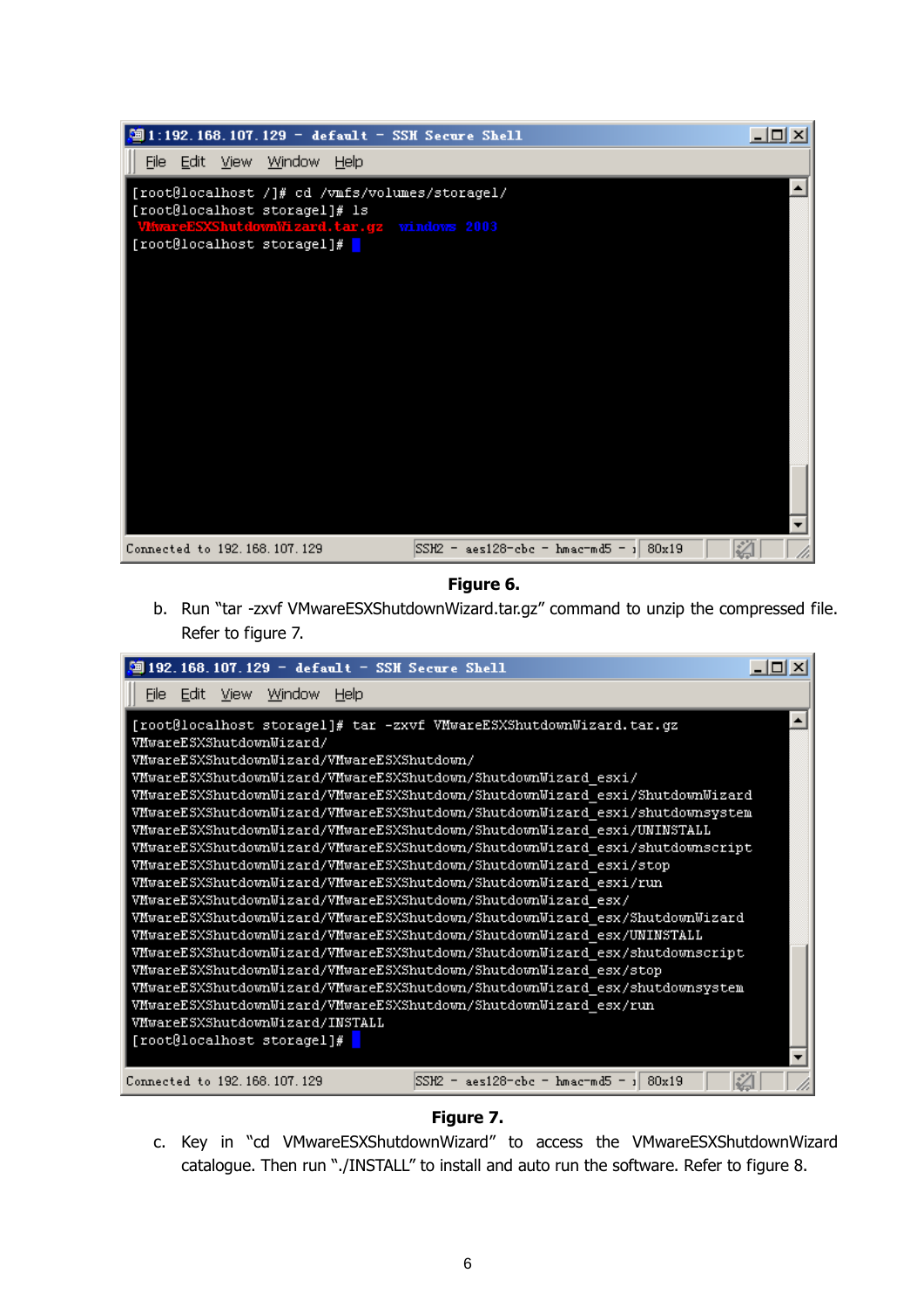```
1:192.168.107.129 - default - SSH Secure Shell
File  Edit  View  Window  Help

[root@localhost /]# cd /vmfs/volumes/storage1/
[root@localhost storage1]# ls
VMwareESXShutdownWizard.tar.gz  windows 2003
[root@localhost storage1]#

Connected to 192.168.107.129    SSH2 - aes128-cbc - hmac-md5 -    80x19
```

**Figure 6.**

b. Run “tar -zxvf VMwareESXShutdownWizard.tar.gz” command to unzip the compressed file. Refer to figure 7.

```
192.168.107.129 - default - SSH Secure Shell
File  Edit  View  Window  Help

[root@localhost storage1]# tar -zxvf VMwareESXShutdownWizard.tar.gz
VMwareESXShutdownWizard/
VMwareESXShutdownWizard/VMwareESXShutdown/
VMwareESXShutdownWizard/VMwareESXShutdown/ShutdownWizard_esxi/
VMwareESXShutdownWizard/VMwareESXShutdown/ShutdownWizard_esxi/ShutdownWizard
VMwareESXShutdownWizard/VMwareESXShutdown/ShutdownWizard_esxi/shutdownsystem
VMwareESXShutdownWizard/VMwareESXShutdown/ShutdownWizard_esxi/UNINSTALL
VMwareESXShutdownWizard/VMwareESXShutdown/ShutdownWizard_esxi/shutdownscript
VMwareESXShutdownWizard/VMwareESXShutdown/ShutdownWizard_esxi/stop
VMwareESXShutdownWizard/VMwareESXShutdown/ShutdownWizard_esxi/run
VMwareESXShutdownWizard/VMwareESXShutdown/ShutdownWizard_esx/
VMwareESXShutdownWizard/VMwareESXShutdown/ShutdownWizard_esx/ShutdownWizard
VMwareESXShutdownWizard/VMwareESXShutdown/ShutdownWizard_esx/UNINSTALL
VMwareESXShutdownWizard/VMwareESXShutdown/ShutdownWizard_esx/shutdownscript
VMwareESXShutdownWizard/VMwareESXShutdown/ShutdownWizard_esx/stop
VMwareESXShutdownWizard/VMwareESXShutdown/ShutdownWizard_esx/shutdownsystem
VMwareESXShutdownWizard/VMwareESXShutdown/ShutdownWizard_esx/run
VMwareESXShutdownWizard/INSTALL
[root@localhost storage1]#

Connected to 192.168.107.129    SSH2 - aes128-cbc - hmac-md5 -    80x19
```

**Figure 7.**

c. Key in “cd VMwareESXShutdownWizard” to access the VMwareESXShutdownWizard catalogue. Then run “./INSTALL” to install and auto run the software. Refer to figure 8.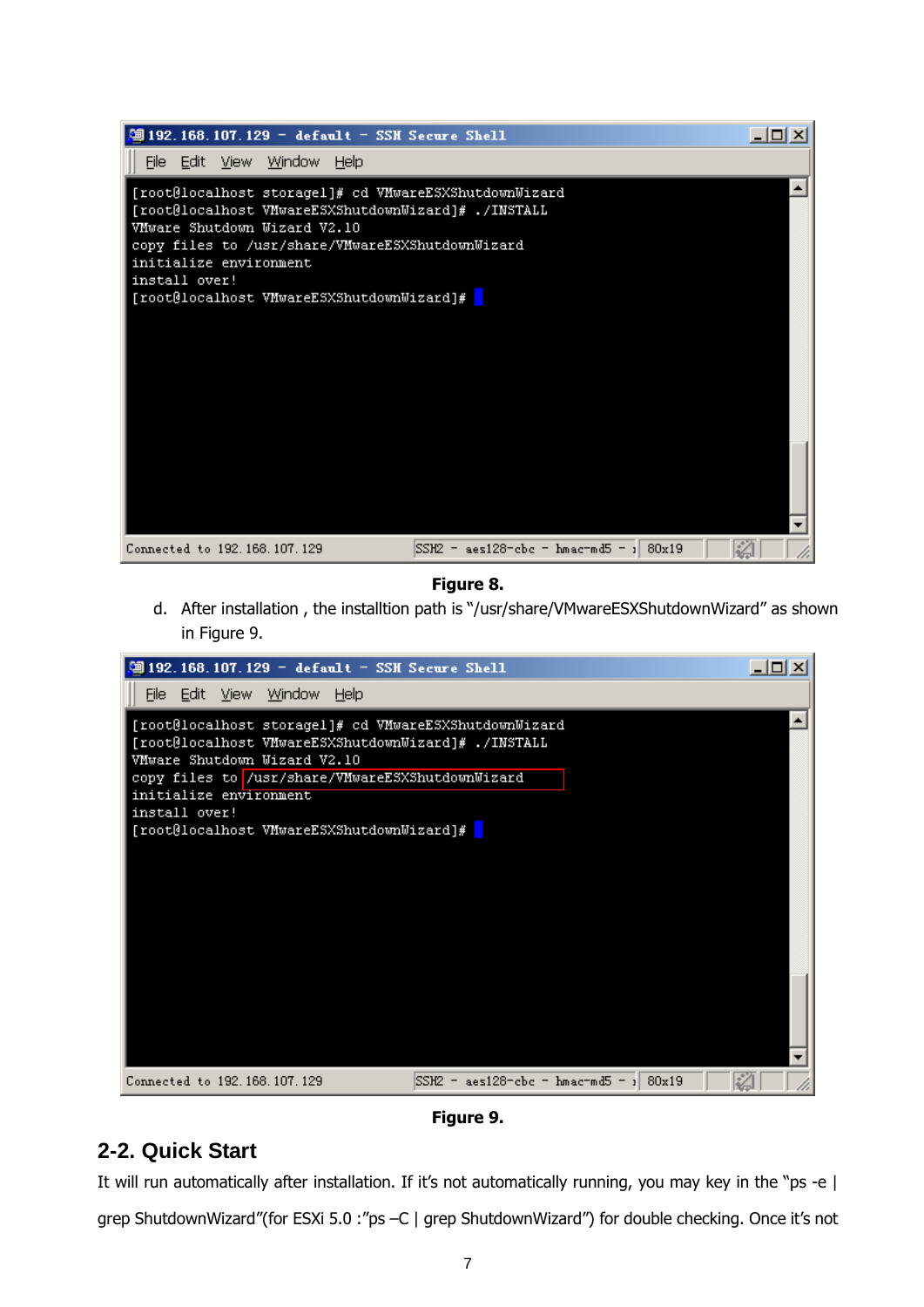```
[root@localhost storage1]# cd VMwareESXShutdownWizard
[root@localhost VMwareESXShutdownWizard]# ./INSTALL
VMware Shutdown Wizard V2.10
copy files to /usr/share/VMwareESXShutdownWizard
initialize environment
install over!
[root@localhost VMwareESXShutdownWizard]#
```

**Figure 8.**

d. After installation , the installtion path is "/usr/share/VMwareESXShutdownWizard" as shown in Figure 9.

```
[root@localhost storage1]# cd VMwareESXShutdownWizard
[root@localhost VMwareESXShutdownWizard]# ./INSTALL
VMware Shutdown Wizard V2.10
copy files to /usr/share/VMwareESXShutdownWizard
initialize environment
install over!
[root@localhost VMwareESXShutdownWizard]#
```

**Figure 9.**

## 2-2. Quick Start

It will run automatically after installation. If it's not automatically running, you may key in the "ps -e | grep ShutdownWizard"(for ESXi 5.0 :"ps –C | grep ShutdownWizard") for double checking. Once it's not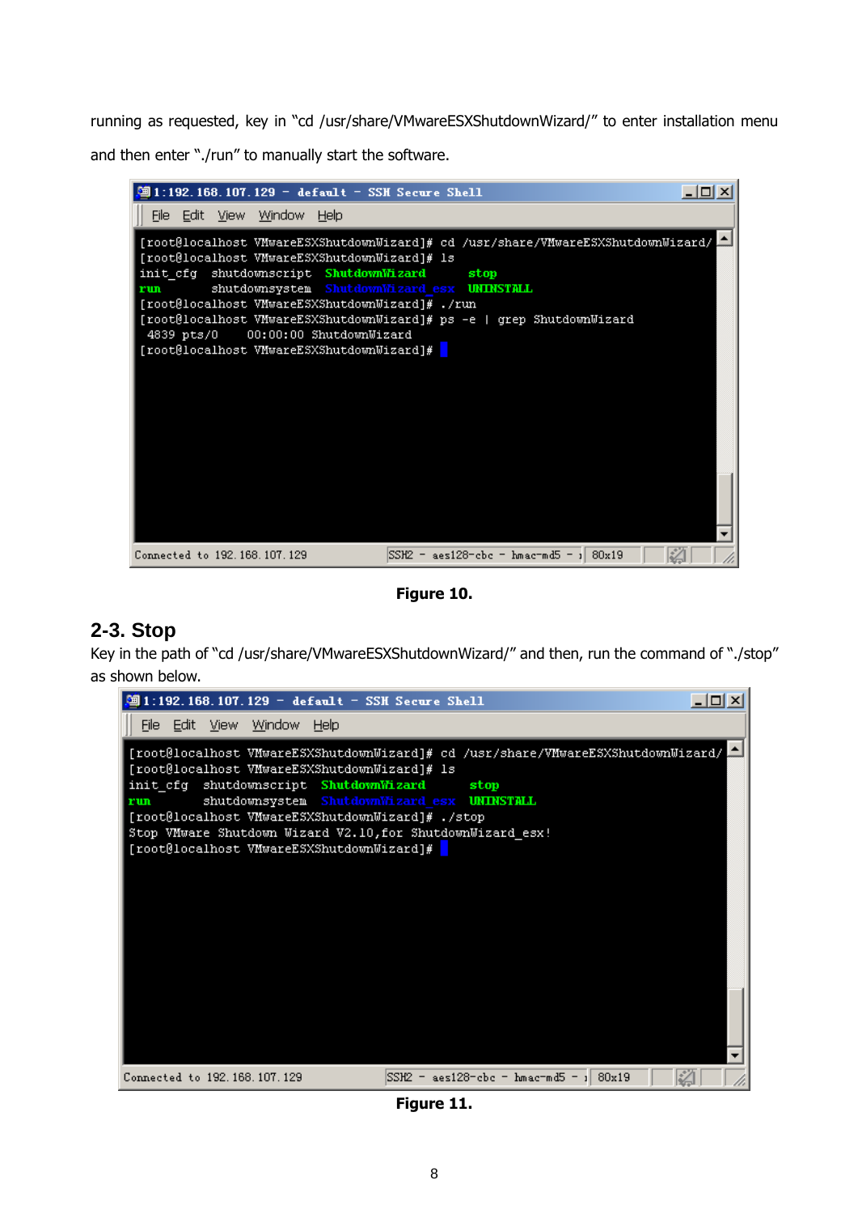running as requested, key in "cd /usr/share/VMwareESXShutdownWizard/" to enter installation menu and then enter "./run" to manually start the software.

```
[root@localhost VMwareESXShutdownWizard]# cd /usr/share/VMwareESXShutdownWizard/
[root@localhost VMwareESXShutdownWizard]# ls
init_cfg  shutdownscript  ShutdownWizard      stop
run       shutdownsystem  ShutdownWizard_esx  UNINSTALL
[root@localhost VMwareESXShutdownWizard]# ./run
[root@localhost VMwareESXShutdownWizard]# ps -e | grep ShutdownWizard
 4839 pts/0    00:00:00 ShutdownWizard
[root@localhost VMwareESXShutdownWizard]#
```

**Figure 10.**

## 2-3. Stop

Key in the path of "cd /usr/share/VMwareESXShutdownWizard/" and then, run the command of "./stop" as shown below.

```
[root@localhost VMwareESXShutdownWizard]# cd /usr/share/VMwareESXShutdownWizard/
[root@localhost VMwareESXShutdownWizard]# ls
init_cfg  shutdownscript  ShutdownWizard      stop
run       shutdownsystem  ShutdownWizard_esx  UNINSTALL
[root@localhost VMwareESXShutdownWizard]# ./stop
Stop VMware Shutdown Wizard V2.10,for ShutdownWizard_esx!
[root@localhost VMwareESXShutdownWizard]#
```

**Figure 11.**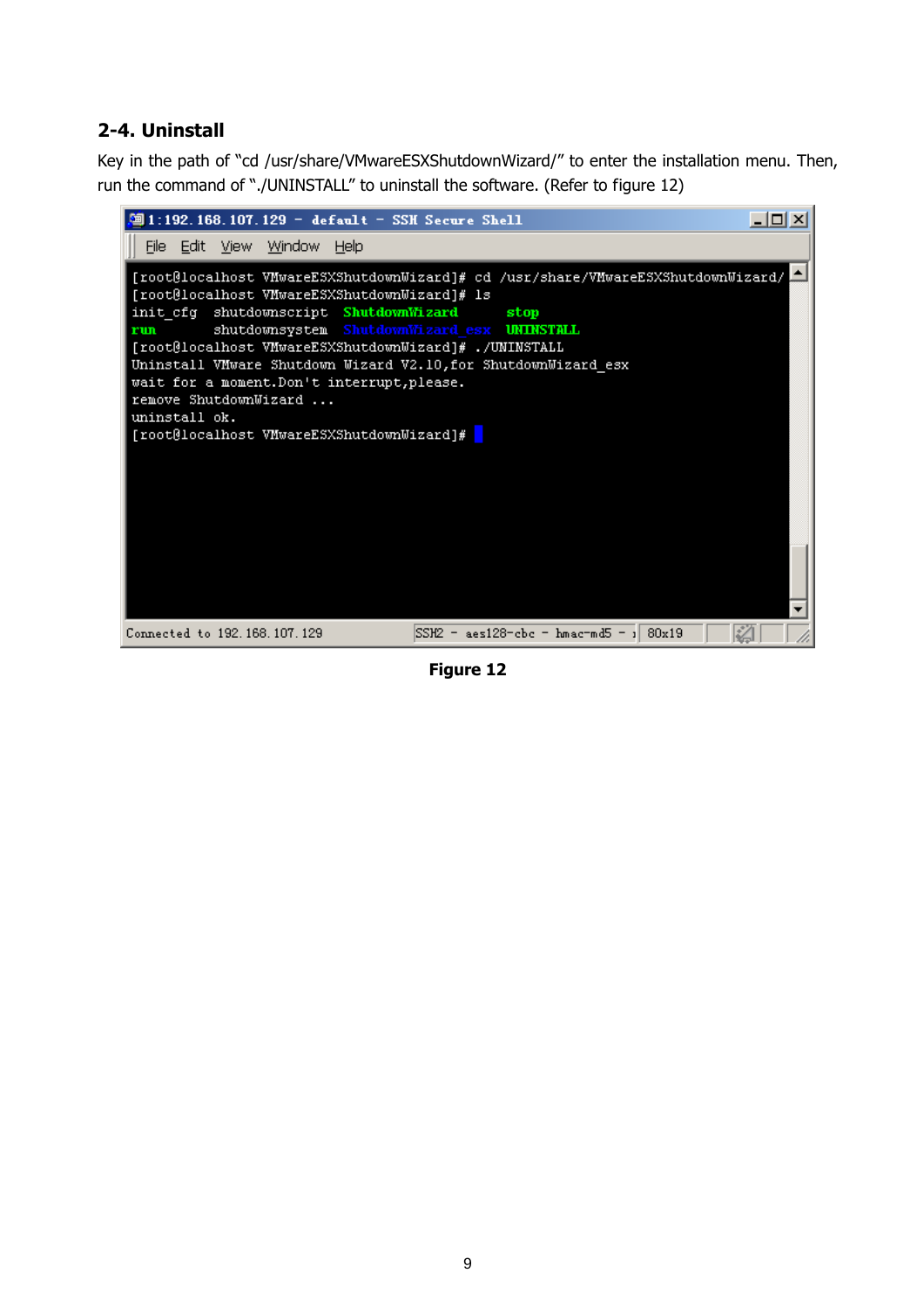## 2-4. Uninstall

Key in the path of "cd /usr/share/VMwareESXShutdownWizard/" to enter the installation menu. Then, run the command of "./UNINSTALL" to uninstall the software. (Refer to figure 12)

```
[root@localhost VMwareESXShutdownWizard]# cd /usr/share/VMwareESXShutdownWizard/
[root@localhost VMwareESXShutdownWizard]# ls
init_cfg  shutdownscript  ShutdownWizard      stop
run       shutdownsystem  ShutdownWizard_esx  UNINSTALL
[root@localhost VMwareESXShutdownWizard]# ./UNINSTALL
Uninstall VMware Shutdown Wizard V2.10,for ShutdownWizard_esx
wait for a moment.Don't interrupt,please.
remove ShutdownWizard ...
uninstall ok.
[root@localhost VMwareESXShutdownWizard]#
```

**Figure 12**